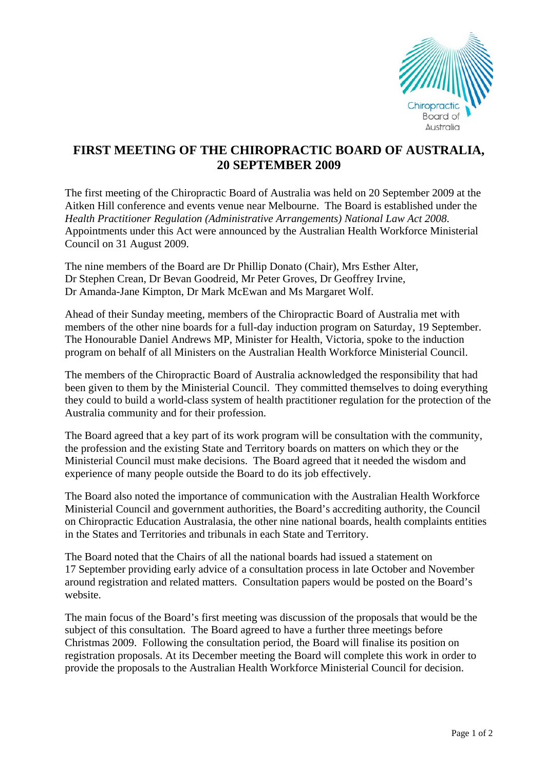# FIRST MEETING OF THE CHIROPRACTIC BOARD OF AUSTRALIA, 20 SEPTEMBER 2009

The first meeting of the Chiropractic Board of Australia was held on 20 September 2009 at the Aitken Hill conference and events venue near Melbourne. The Board is established under the *Health Practitioner Regulation (Administrative Arrangements) National Law Act 2008*. Appointments under this Act were announced by the Australian Health Workforce Ministerial Council on 31 August 2009.

The nine members of the Board are Dr Phillip Donato (Chair), Mrs Esther Alter, Dr Stephen Crean, Dr Bevan Goodreid, Mr Peter Groves, Dr Geoffrey Irvine, Dr Amanda-Jane Kimpton, Dr Mark McEwan and Ms Margaret Wolf.

Ahead of their Sunday meeting, members of the Chiropractic Board of Australia met with members of the other nine boards for a full-day induction program on Saturday, 19 September. The Honourable Daniel Andrews MP, Minister for Health, Victoria, spoke to the induction program on behalf of all Ministers on the Australian Health Workforce Ministerial Council.

The members of the Chiropractic Board of Australia acknowledged the responsibility that had been given to them by the Ministerial Council. They committed themselves to doing everything they could to build a world-class system of health practitioner regulation for the protection of the Australia community and for their profession.

The Board agreed that a key part of its work program will be consultation with the community, the profession and the existing State and Territory boards on matters on which they or the Ministerial Council must make decisions. The Board agreed that it needed the wisdom and experience of many people outside the Board to do its job effectively.

The Board also noted the importance of communication with the Australian Health Workforce Ministerial Council and government authorities, the Board's accrediting authority, the Council on Chiropractic Education Australasia, the other nine national boards, health complaints entities in the States and Territories and tribunals in each State and Territory.

The Board noted that the Chairs of all the national boards had issued a statement on 17 September providing early advice of a consultation process in late October and November around registration and related matters. Consultation papers would be posted on the Board's website.

The main focus of the Board's first meeting was discussion of the proposals that would be the subject of this consultation. The Board agreed to have a further three meetings before Christmas 2009. Following the consultation period, the Board will finalise its position on registration proposals. At its December meeting the Board will complete this work in order to provide the proposals to the Australian Health Workforce Ministerial Council for decision.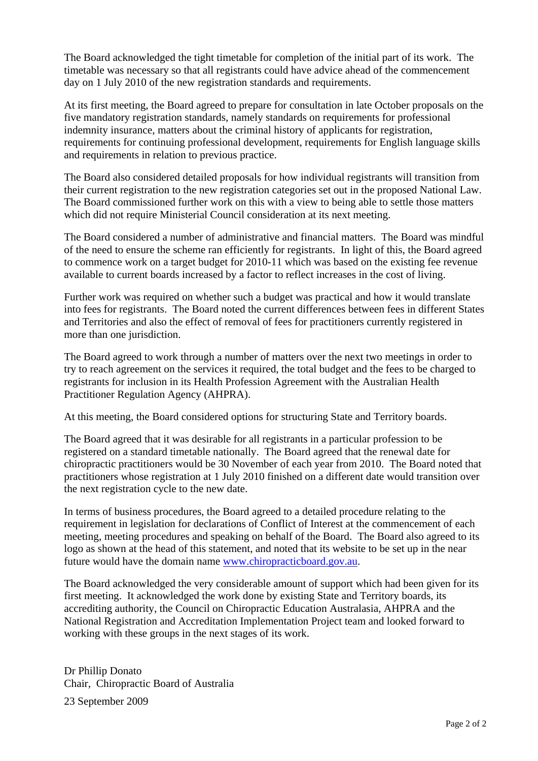The Board acknowledged the tight timetable for completion of the initial part of its work. The timetable was necessary so that all registrants could have advice ahead of the commencement day on 1 July 2010 of the new registration standards and requirements.

At its first meeting, the Board agreed to prepare for consultation in late October proposals on the five mandatory registration standards, namely standards on requirements for professional indemnity insurance, matters about the criminal history of applicants for registration, requirements for continuing professional development, requirements for English language skills and requirements in relation to previous practice.

The Board also considered detailed proposals for how individual registrants will transition from their current registration to the new registration categories set out in the proposed National Law. The Board commissioned further work on this with a view to being able to settle those matters which did not require Ministerial Council consideration at its next meeting.

The Board considered a number of administrative and financial matters. The Board was mindful of the need to ensure the scheme ran efficiently for registrants. In light of this, the Board agreed to commence work on a target budget for 2010-11 which was based on the existing fee revenue available to current boards increased by a factor to reflect increases in the cost of living.

Further work was required on whether such a budget was practical and how it would translate into fees for registrants. The Board noted the current differences between fees in different States and Territories and also the effect of removal of fees for practitioners currently registered in more than one jurisdiction.

The Board agreed to work through a number of matters over the next two meetings in order to try to reach agreement on the services it required, the total budget and the fees to be charged to registrants for inclusion in its Health Profession Agreement with the Australian Health Practitioner Regulation Agency (AHPRA).

At this meeting, the Board considered options for structuring State and Territory boards.

The Board agreed that it was desirable for all registrants in a particular profession to be registered on a standard timetable nationally. The Board agreed that the renewal date for chiropractic practitioners would be 30 November of each year from 2010. The Board noted that practitioners whose registration at 1 July 2010 finished on a different date would transition over the next registration cycle to the new date.

In terms of business procedures, the Board agreed to a detailed procedure relating to the requirement in legislation for declarations of Conflict of Interest at the commencement of each meeting, meeting procedures and speaking on behalf of the Board. The Board also agreed to its logo as shown at the head of this statement, and noted that its website to be set up in the near future would have the domain name www.chiropracticboard.gov.au.

The Board acknowledged the very considerable amount of support which had been given for its first meeting. It acknowledged the work done by existing State and Territory boards, its accrediting authority, the Council on Chiropractic Education Australasia, AHPRA and the National Registration and Accreditation Implementation Project team and looked forward to working with these groups in the next stages of its work.

Dr Phillip Donato  
Chair, Chiropractic Board of Australia

23 September 2009